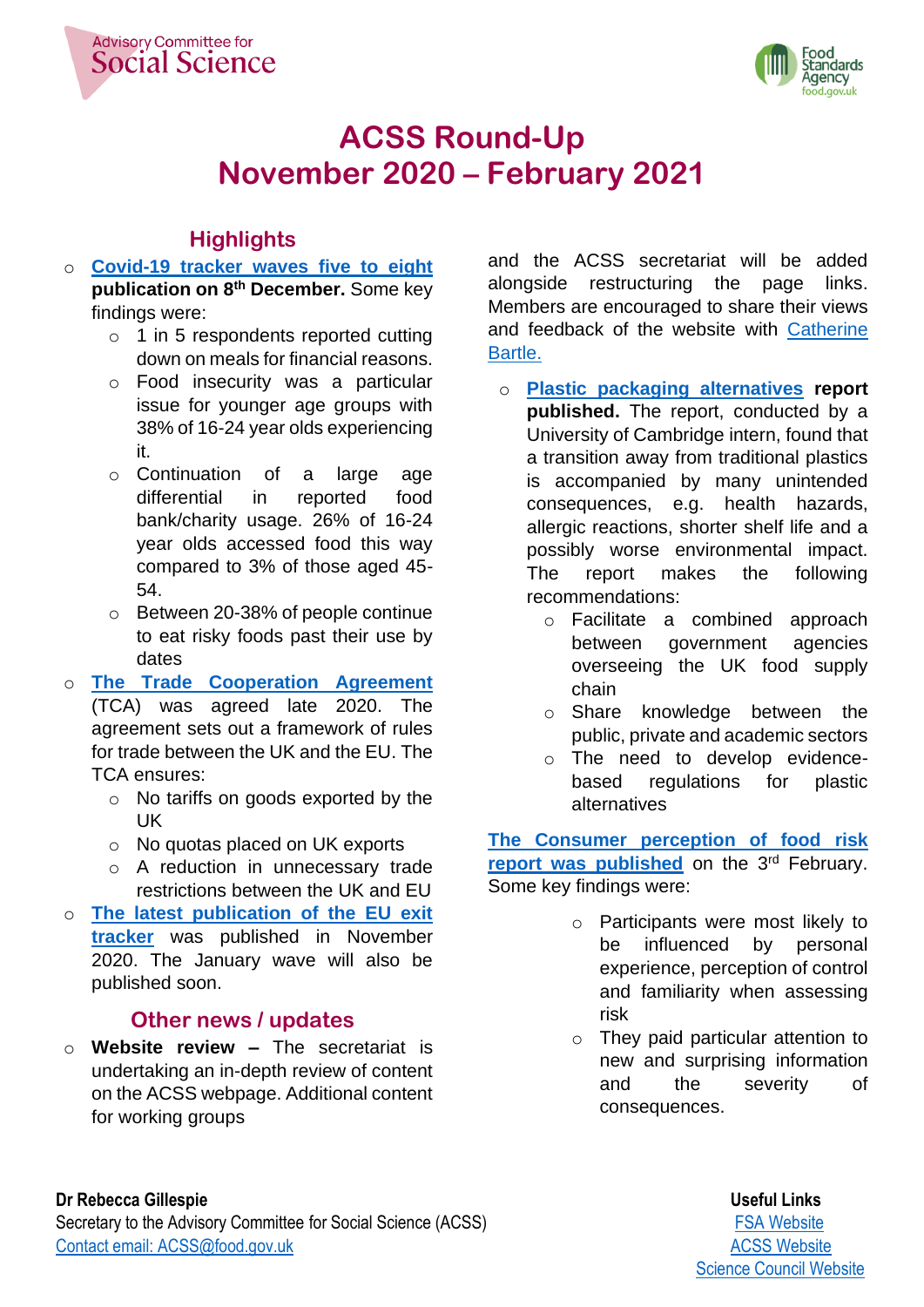Advisory Committee for Social Science

Food Standards Agency food.gov.uk

# ACSS Round-Up
# November 2020 – February 2021

## Highlights

- **Covid-19 tracker waves five to eight publication on 8th December.** Some key findings were:
  - 1 in 5 respondents reported cutting down on meals for financial reasons.
  - Food insecurity was a particular issue for younger age groups with 38% of 16-24 year olds experiencing it.
  - Continuation of a large age differential in reported food bank/charity usage. 26% of 16-24 year olds accessed food this way compared to 3% of those aged 45-54.
  - Between 20-38% of people continue to eat risky foods past their use by dates
- **The Trade Cooperation Agreement** (TCA) was agreed late 2020. The agreement sets out a framework of rules for trade between the UK and the EU. The TCA ensures:
  - No tariffs on goods exported by the UK
  - No quotas placed on UK exports
  - A reduction in unnecessary trade restrictions between the UK and EU
- **The latest publication of the EU exit tracker** was published in November 2020. The January wave will also be published soon.

## Other news / updates

- **Website review –** The secretariat is undertaking an in-depth review of content on the ACSS webpage. Additional content for working groups and the ACSS secretariat will be added alongside restructuring the page links. Members are encouraged to share their views and feedback of the website with Catherine Bartle.
- **Plastic packaging alternatives report published.** The report, conducted by a University of Cambridge intern, found that a transition away from traditional plastics is accompanied by many unintended consequences, e.g. health hazards, allergic reactions, shorter shelf life and a possibly worse environmental impact. The report makes the following recommendations:
  - Facilitate a combined approach between government agencies overseeing the UK food supply chain
  - Share knowledge between the public, private and academic sectors
  - The need to develop evidence-based regulations for plastic alternatives

**The Consumer perception of food risk report was published** on the 3rd February. Some key findings were:

- Participants were most likely to be influenced by personal experience, perception of control and familiarity when assessing risk
- They paid particular attention to new and surprising information and the severity of consequences.

**Dr Rebecca Gillespie**
Secretary to the Advisory Committee for Social Science (ACSS)
Contact email: ACSS@food.gov.uk

**Useful Links**
FSA Website
ACSS Website
Science Council Website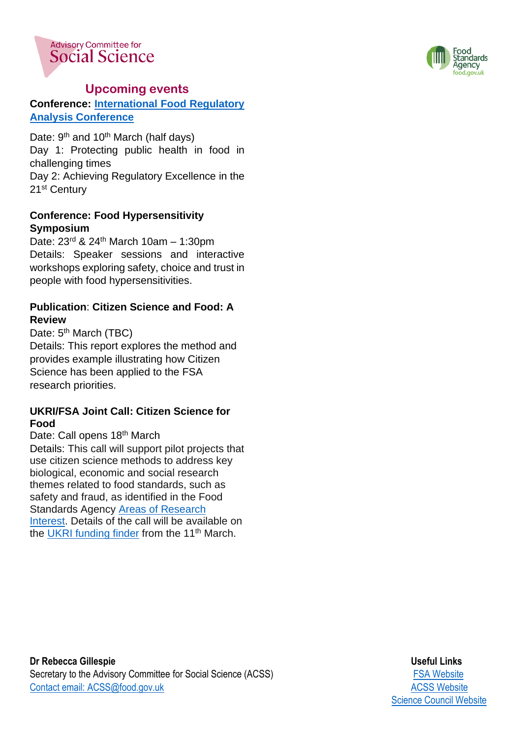Advisory Committee for Social Science

Food Standards Agency food.gov.uk

## Upcoming events

**Conference: International Food Regulatory Analysis Conference**

Date: 9th and 10th March (half days)
Day 1: Protecting public health in food in challenging times
Day 2: Achieving Regulatory Excellence in the 21st Century

**Conference: Food Hypersensitivity Symposium**

Date: 23rd & 24th March 10am – 1:30pm
Details: Speaker sessions and interactive workshops exploring safety, choice and trust in people with food hypersensitivities.

**Publication**: **Citizen Science and Food: A Review**

Date: 5th March (TBC)
Details: This report explores the method and provides example illustrating how Citizen Science has been applied to the FSA research priorities.

**UKRI/FSA Joint Call: Citizen Science for Food**

Date: Call opens 18th March
Details: This call will support pilot projects that use citizen science methods to address key biological, economic and social research themes related to food standards, such as safety and fraud, as identified in the Food Standards Agency Areas of Research Interest. Details of the call will be available on the UKRI funding finder from the 11th March.

**Dr Rebecca Gillespie**
Secretary to the Advisory Committee for Social Science (ACSS)
Contact email: ACSS@food.gov.uk

**Useful Links**
FSA Website
ACSS Website
Science Council Website